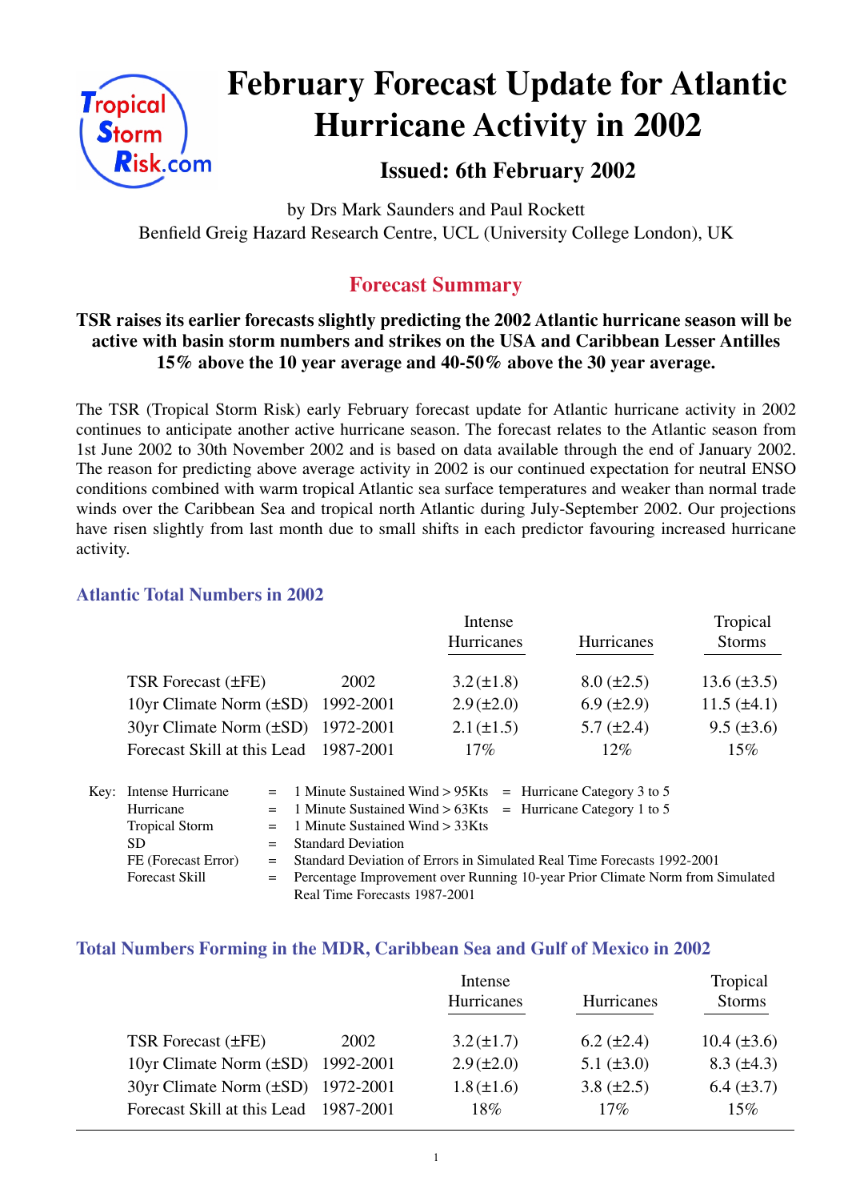# February Forecast Update for Atlantic Hurricane Activity in 2002

### Issued: 6th February 2002

by Drs Mark Saunders and Paul Rockett
Benfield Greig Hazard Research Centre, UCL (University College London), UK

## Forecast Summary

**TSR raises its earlier forecasts slightly predicting the 2002 Atlantic hurricane season will be active with basin storm numbers and strikes on the USA and Caribbean Lesser Antilles 15% above the 10 year average and 40-50% above the 30 year average.**

The TSR (Tropical Storm Risk) early February forecast update for Atlantic hurricane activity in 2002 continues to anticipate another active hurricane season. The forecast relates to the Atlantic season from 1st June 2002 to 30th November 2002 and is based on data available through the end of January 2002. The reason for predicting above average activity in 2002 is our continued expectation for neutral ENSO conditions combined with warm tropical Atlantic sea surface temperatures and weaker than normal trade winds over the Caribbean Sea and tropical north Atlantic during July-September 2002. Our projections have risen slightly from last month due to small shifts in each predictor favouring increased hurricane activity.

### Atlantic Total Numbers in 2002

| | | Intense Hurricanes | Hurricanes | Tropical Storms |
|---|---|---|---|---|
| TSR Forecast (±FE) | 2002 | 3.2 (±1.8) | 8.0 (±2.5) | 13.6 (±3.5) |
| 10yr Climate Norm (±SD) | 1992-2001 | 2.9 (±2.0) | 6.9 (±2.9) | 11.5 (±4.1) |
| 30yr Climate Norm (±SD) | 1972-2001 | 2.1 (±1.5) | 5.7 (±2.4) | 9.5 (±3.6) |
| Forecast Skill at this Lead | 1987-2001 | 17% | 12% | 15% |

Key:
- Intense Hurricane = 1 Minute Sustained Wind > 95Kts = Hurricane Category 3 to 5
- Hurricane = 1 Minute Sustained Wind > 63Kts = Hurricane Category 1 to 5
- Tropical Storm = 1 Minute Sustained Wind > 33Kts
- SD = Standard Deviation
- FE (Forecast Error) = Standard Deviation of Errors in Simulated Real Time Forecasts 1992-2001
- Forecast Skill = Percentage Improvement over Running 10-year Prior Climate Norm from Simulated Real Time Forecasts 1987-2001

### Total Numbers Forming in the MDR, Caribbean Sea and Gulf of Mexico in 2002

| | | Intense Hurricanes | Hurricanes | Tropical Storms |
|---|---|---|---|---|
| TSR Forecast (±FE) | 2002 | 3.2 (±1.7) | 6.2 (±2.4) | 10.4 (±3.6) |
| 10yr Climate Norm (±SD) | 1992-2001 | 2.9 (±2.0) | 5.1 (±3.0) | 8.3 (±4.3) |
| 30yr Climate Norm (±SD) | 1972-2001 | 1.8 (±1.6) | 3.8 (±2.5) | 6.4 (±3.7) |
| Forecast Skill at this Lead | 1987-2001 | 18% | 17% | 15% |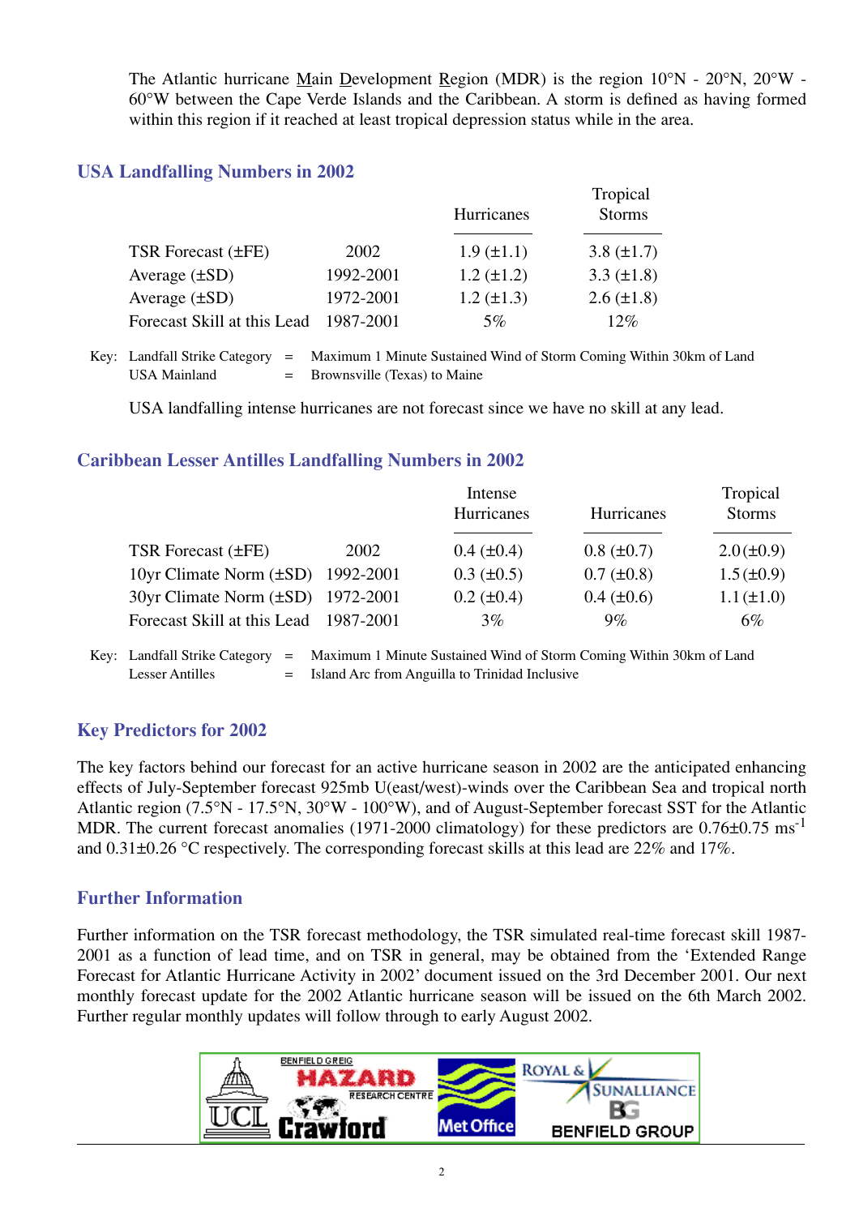The Atlantic hurricane Main Development Region (MDR) is the region 10°N - 20°N, 20°W - 60°W between the Cape Verde Islands and the Caribbean. A storm is defined as having formed within this region if it reached at least tropical depression status while in the area.

## USA Landfalling Numbers in 2002

| | | Hurricanes | Tropical Storms |
|---|---|---|---|
| TSR Forecast (±FE) | 2002 | 1.9 (±1.1) | 3.8 (±1.7) |
| Average (±SD) | 1992-2001 | 1.2 (±1.2) | 3.3 (±1.8) |
| Average (±SD) | 1972-2001 | 1.2 (±1.3) | 2.6 (±1.8) |
| Forecast Skill at this Lead | 1987-2001 | 5% | 12% |

Key: Landfall Strike Category = Maximum 1 Minute Sustained Wind of Storm Coming Within 30km of Land
USA Mainland = Brownsville (Texas) to Maine

USA landfalling intense hurricanes are not forecast since we have no skill at any lead.

## Caribbean Lesser Antilles Landfalling Numbers in 2002

| | | Intense Hurricanes | Hurricanes | Tropical Storms |
|---|---|---|---|---|
| TSR Forecast (±FE) | 2002 | 0.4 (±0.4) | 0.8 (±0.7) | 2.0 (±0.9) |
| 10yr Climate Norm (±SD) | 1992-2001 | 0.3 (±0.5) | 0.7 (±0.8) | 1.5 (±0.9) |
| 30yr Climate Norm (±SD) | 1972-2001 | 0.2 (±0.4) | 0.4 (±0.6) | 1.1 (±1.0) |
| Forecast Skill at this Lead | 1987-2001 | 3% | 9% | 6% |

Key: Landfall Strike Category = Maximum 1 Minute Sustained Wind of Storm Coming Within 30km of Land
Lesser Antilles = Island Arc from Anguilla to Trinidad Inclusive

## Key Predictors for 2002

The key factors behind our forecast for an active hurricane season in 2002 are the anticipated enhancing effects of July-September forecast 925mb U(east/west)-winds over the Caribbean Sea and tropical north Atlantic region (7.5°N - 17.5°N, 30°W - 100°W), and of August-September forecast SST for the Atlantic MDR. The current forecast anomalies (1971-2000 climatology) for these predictors are 0.76±0.75 $ms^{-1}$ and 0.31±0.26 °C respectively. The corresponding forecast skills at this lead are 22% and 17%.

## Further Information

Further information on the TSR forecast methodology, the TSR simulated real-time forecast skill 1987-2001 as a function of lead time, and on TSR in general, may be obtained from the 'Extended Range Forecast for Atlantic Hurricane Activity in 2002' document issued on the 3rd December 2001. Our next monthly forecast update for the 2002 Atlantic hurricane season will be issued on the 6th March 2002. Further regular monthly updates will follow through to early August 2002.

UCL | Benfield Greig Hazard Research Centre | Crawford | Met Office | Royal & SunAlliance | Benfield Group